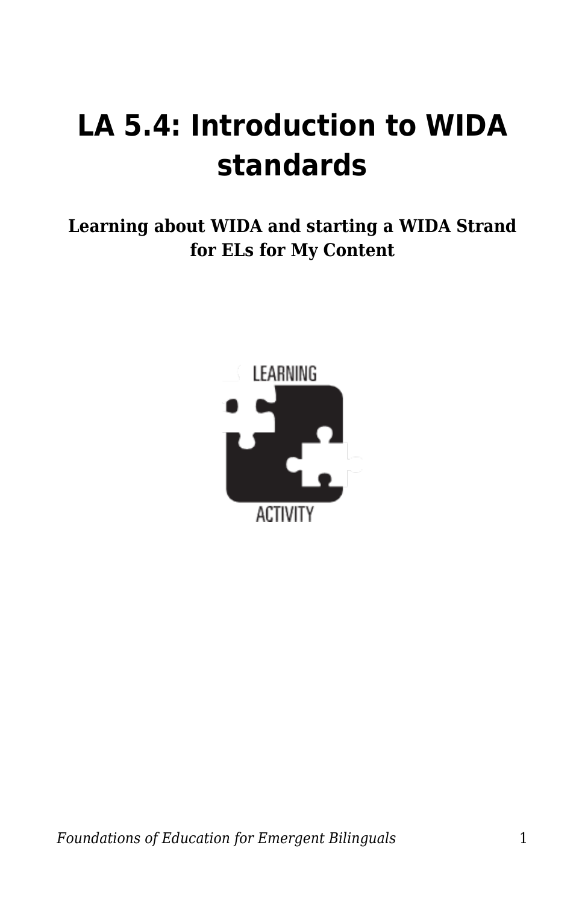# LA 5.4: Introduction to WIDA standards

**Learning about WIDA and starting a WIDA Strand for ELs for My Content**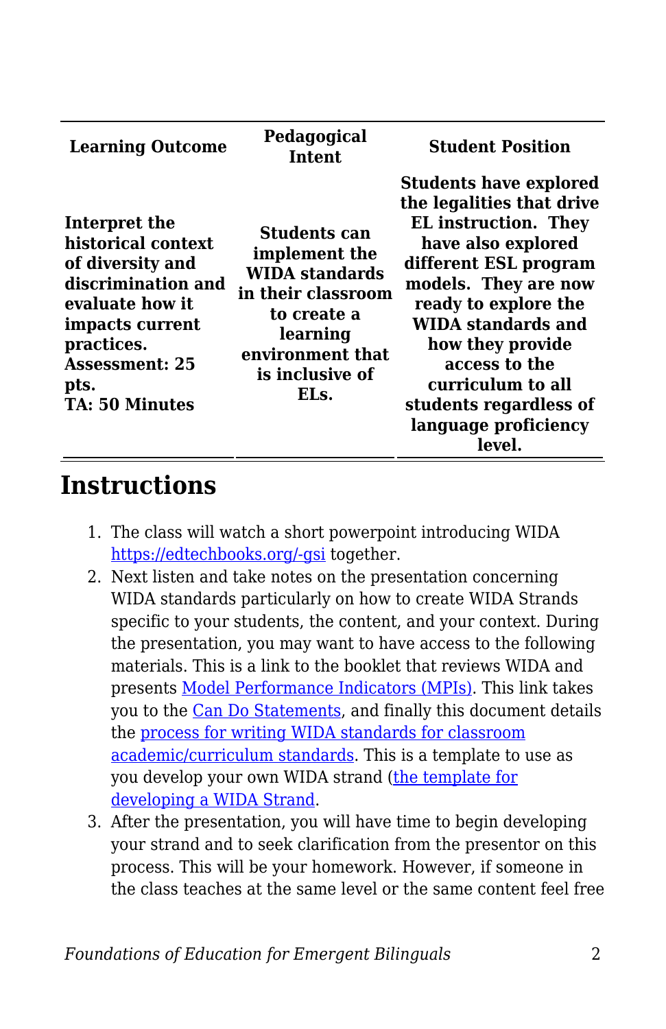| Learning Outcome | Pedagogical Intent | Student Position |
| --- | --- | --- |
| **Interpret the historical context of diversity and discrimination and evaluate how it impacts current practices. Assessment: 25 pts. TA: 50 Minutes** | **Students can implement the WIDA standards in their classroom to create a learning environment that is inclusive of ELs.** | **Students have explored the legalities that drive EL instruction. They have also explored different ESL program models. They are now ready to explore the WIDA standards and how they provide access to the curriculum to all students regardless of language proficiency level.** |

## Instructions

1. The class will watch a short powerpoint introducing WIDA https://edtechbooks.org/-gsi together.
2. Next listen and take notes on the presentation concerning WIDA standards particularly on how to create WIDA Strands specific to your students, the content, and your context. During the presentation, you may want to have access to the following materials. This is a link to the booklet that reviews WIDA and presents Model Performance Indicators (MPIs). This link takes you to the Can Do Statements, and finally this document details the process for writing WIDA standards for classroom academic/curriculum standards. This is a template to use as you develop your own WIDA strand (the template for developing a WIDA Strand.
3. After the presentation, you will have time to begin developing your strand and to seek clarification from the presentor on this process. This will be your homework. However, if someone in the class teaches at the same level or the same content feel free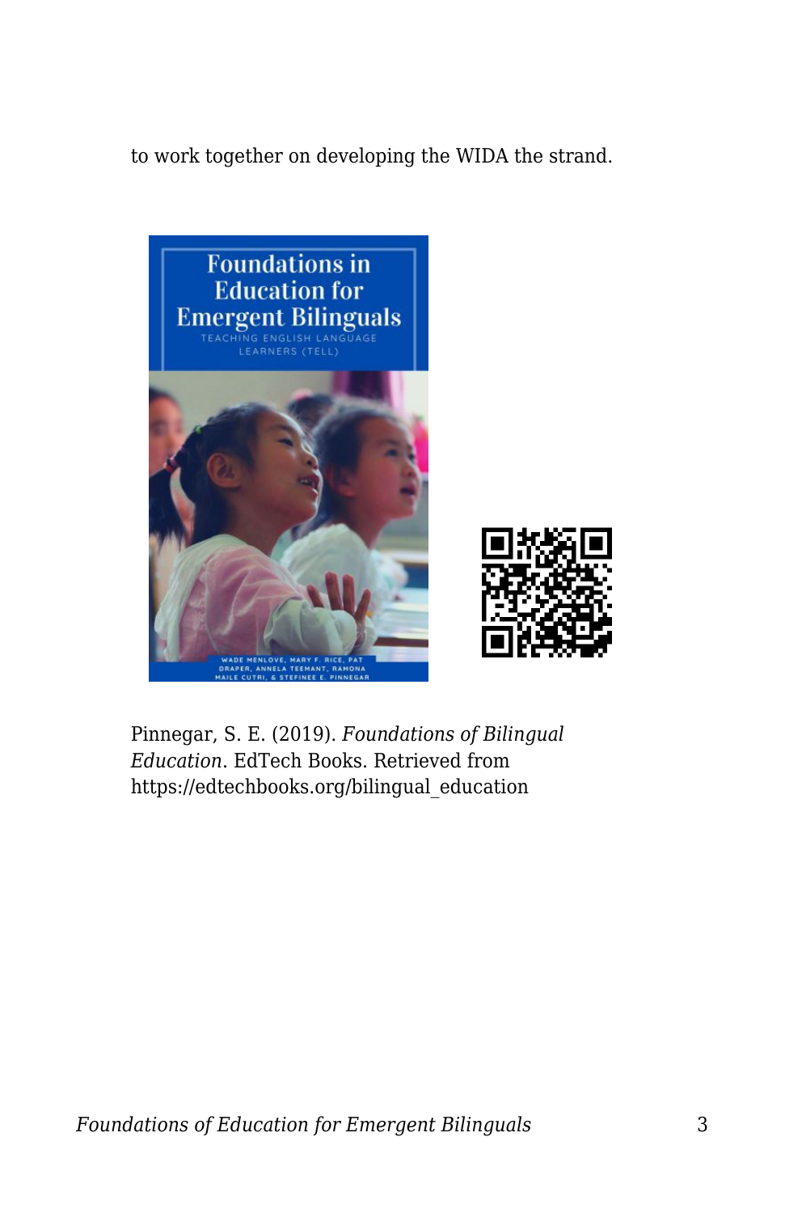to work together on developing the WIDA the strand.

Pinnegar, S. E. (2019). *Foundations of Bilingual Education*. EdTech Books. Retrieved from https://edtechbooks.org/bilingual_education